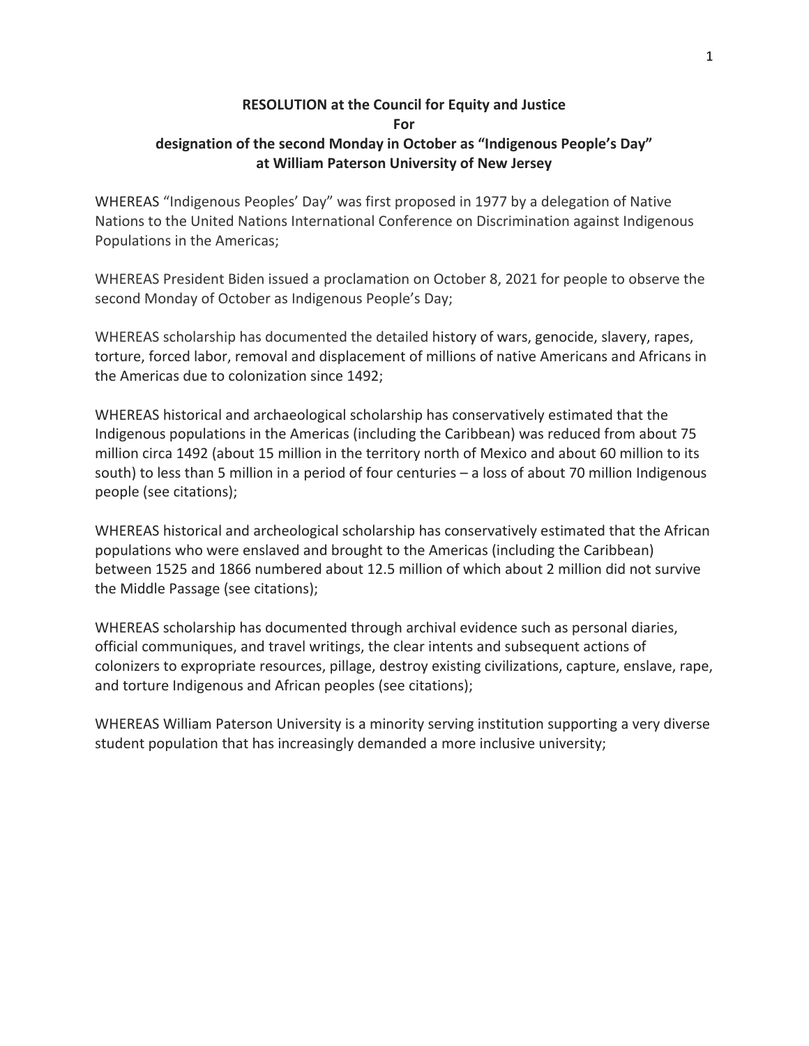**RESOLUTION at the Council for Equity and Justice**
**For**
**designation of the second Monday in October as "Indigenous People's Day" at William Paterson University of New Jersey**

WHEREAS "Indigenous Peoples' Day" was first proposed in 1977 by a delegation of Native Nations to the United Nations International Conference on Discrimination against Indigenous Populations in the Americas;

WHEREAS President Biden issued a proclamation on October 8, 2021 for people to observe the second Monday of October as Indigenous People's Day;

WHEREAS scholarship has documented the detailed history of wars, genocide, slavery, rapes, torture, forced labor, removal and displacement of millions of native Americans and Africans in the Americas due to colonization since 1492;

WHEREAS historical and archaeological scholarship has conservatively estimated that the Indigenous populations in the Americas (including the Caribbean) was reduced from about 75 million circa 1492 (about 15 million in the territory north of Mexico and about 60 million to its south) to less than 5 million in a period of four centuries – a loss of about 70 million Indigenous people (see citations);

WHEREAS historical and archeological scholarship has conservatively estimated that the African populations who were enslaved and brought to the Americas (including the Caribbean) between 1525 and 1866 numbered about 12.5 million of which about 2 million did not survive the Middle Passage (see citations);

WHEREAS scholarship has documented through archival evidence such as personal diaries, official communiques, and travel writings, the clear intents and subsequent actions of colonizers to expropriate resources, pillage, destroy existing civilizations, capture, enslave, rape, and torture Indigenous and African peoples (see citations);

WHEREAS William Paterson University is a minority serving institution supporting a very diverse student population that has increasingly demanded a more inclusive university;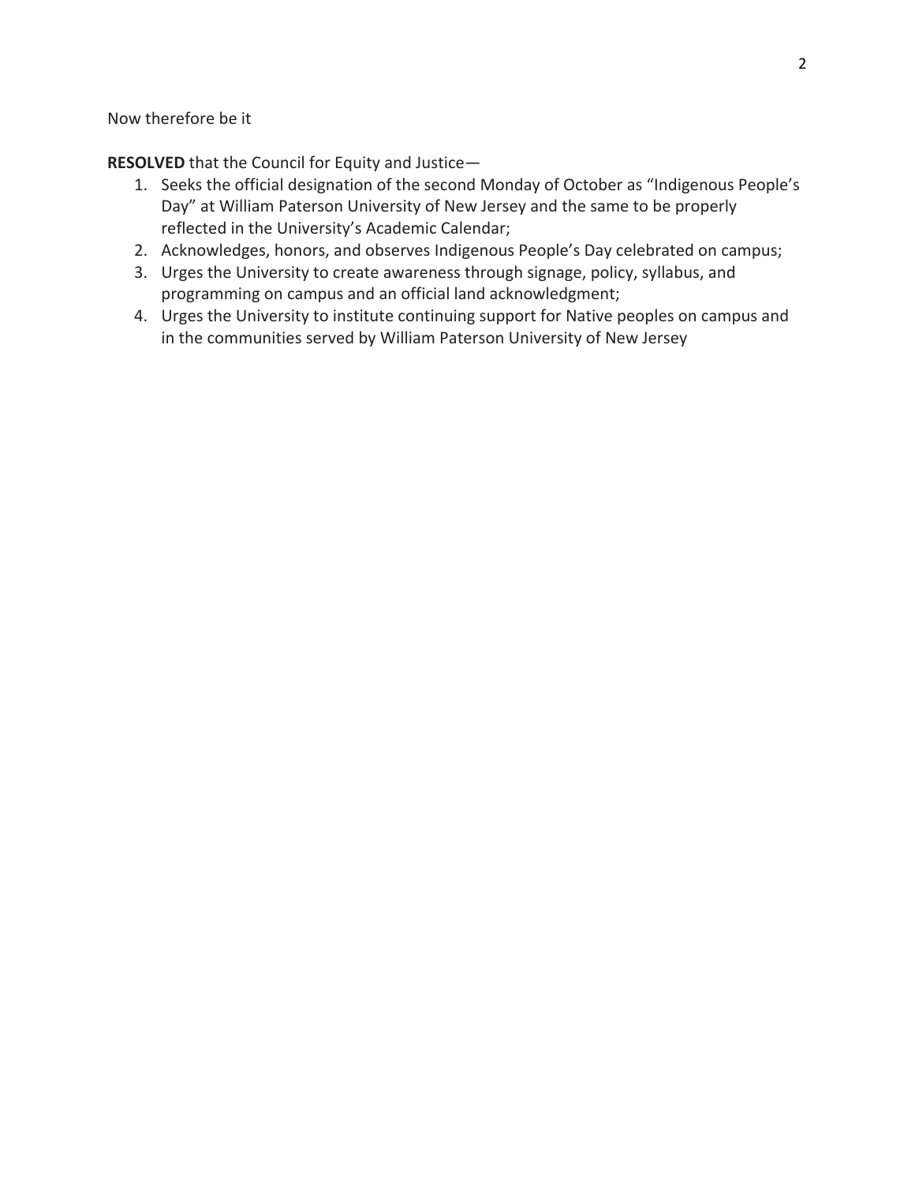Now therefore be it

**RESOLVED** that the Council for Equity and Justice—

1. Seeks the official designation of the second Monday of October as "Indigenous People's Day" at William Paterson University of New Jersey and the same to be properly reflected in the University's Academic Calendar;
2. Acknowledges, honors, and observes Indigenous People's Day celebrated on campus;
3. Urges the University to create awareness through signage, policy, syllabus, and programming on campus and an official land acknowledgment;
4. Urges the University to institute continuing support for Native peoples on campus and in the communities served by William Paterson University of New Jersey